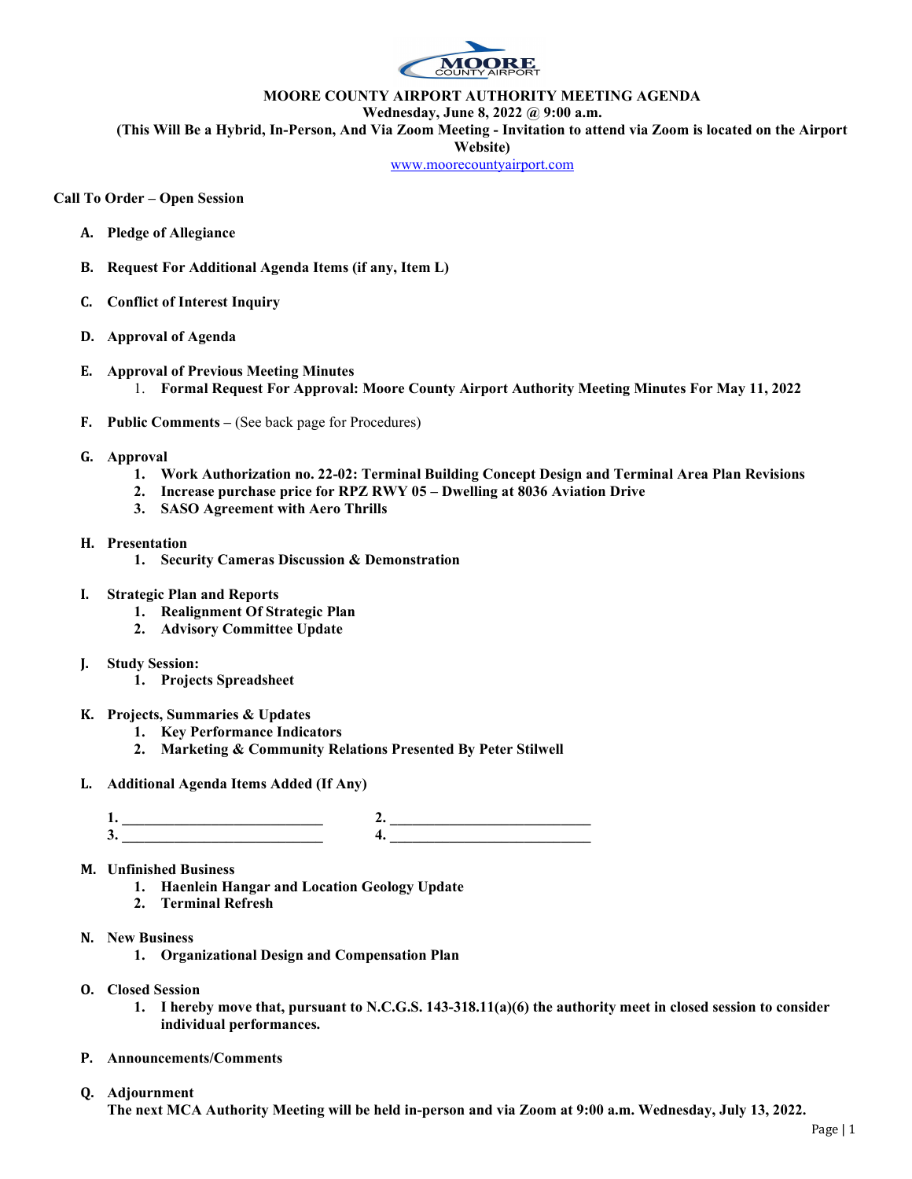MOORE COUNTY AIRPORT

# MOORE COUNTY AIRPORT AUTHORITY MEETING AGENDA

**Wednesday, June 8, 2022 @ 9:00 a.m.**

**(This Will Be a Hybrid, In-Person, And Via Zoom Meeting - Invitation to attend via Zoom is located on the Airport Website)**

www.moorecountyairport.com

**Call To Order – Open Session**

- **A. Pledge of Allegiance**
- **B. Request For Additional Agenda Items (if any, Item L)**
- **C. Conflict of Interest Inquiry**
- **D. Approval of Agenda**
- **E. Approval of Previous Meeting Minutes**
  1. **Formal Request For Approval: Moore County Airport Authority Meeting Minutes For May 11, 2022**
- **F. Public Comments –** (See back page for Procedures)
- **G. Approval**
  1. **Work Authorization no. 22-02: Terminal Building Concept Design and Terminal Area Plan Revisions**
  2. **Increase purchase price for RPZ RWY 05 – Dwelling at 8036 Aviation Drive**
  3. **SASO Agreement with Aero Thrills**
- **H. Presentation**
  1. **Security Cameras Discussion & Demonstration**
- **I. Strategic Plan and Reports**
  1. **Realignment Of Strategic Plan**
  2. **Advisory Committee Update**
- **J. Study Session:**
  1. **Projects Spreadsheet**
- **K. Projects, Summaries & Updates**
  1. **Key Performance Indicators**
  2. **Marketing & Community Relations Presented By Peter Stilwell**
- **L. Additional Agenda Items Added (If Any)**

  **1. ___________________________** **2. ___________________________**

  **3. ___________________________** **4. ___________________________**

- **M. Unfinished Business**
  1. **Haenlein Hangar and Location Geology Update**
  2. **Terminal Refresh**
- **N. New Business**
  1. **Organizational Design and Compensation Plan**
- **O. Closed Session**
  1. **I hereby move that, pursuant to N.C.G.S. 143-318.11(a)(6) the authority meet in closed session to consider individual performances.**
- **P. Announcements/Comments**
- **Q. Adjournment**

  **The next MCA Authority Meeting will be held in-person and via Zoom at 9:00 a.m. Wednesday, July 13, 2022.**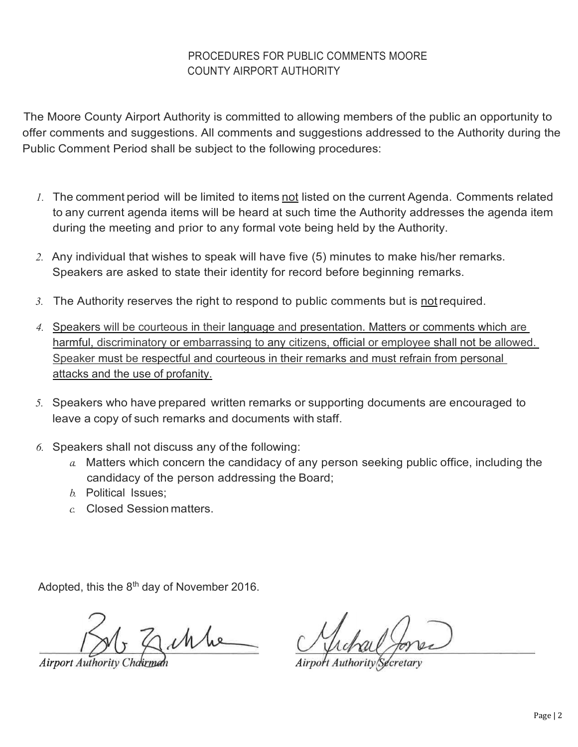# PROCEDURES FOR PUBLIC COMMENTS MOORE COUNTY AIRPORT AUTHORITY

The Moore County Airport Authority is committed to allowing members of the public an opportunity to offer comments and suggestions. All comments and suggestions addressed to the Authority during the Public Comment Period shall be subject to the following procedures:

1. The comment period will be limited to items <u>not</u> listed on the current Agenda. Comments related to any current agenda items will be heard at such time the Authority addresses the agenda item during the meeting and prior to any formal vote being held by the Authority.

2. Any individual that wishes to speak will have five (5) minutes to make his/her remarks. Speakers are asked to state their identity for record before beginning remarks.

3. The Authority reserves the right to respond to public comments but is <u>not</u> required.

4. <u>Speakers will be courteous in their language and presentation. Matters or comments which are harmful, discriminatory or embarrassing to any citizens, official or employee shall not be allowed. Speaker must be respectful and courteous in their remarks and must refrain from personal attacks and the use of profanity.</u>

5. Speakers who have prepared written remarks or supporting documents are encouraged to leave a copy of such remarks and documents with staff.

6. Speakers shall not discuss any of the following:
   a. Matters which concern the candidacy of any person seeking public office, including the candidacy of the person addressing the Board;
   b. Political Issues;
   c. Closed Session matters.

Adopted, this the 8th day of November 2016.

*Airport Authority Chairman*

*Airport Authority Secretary*